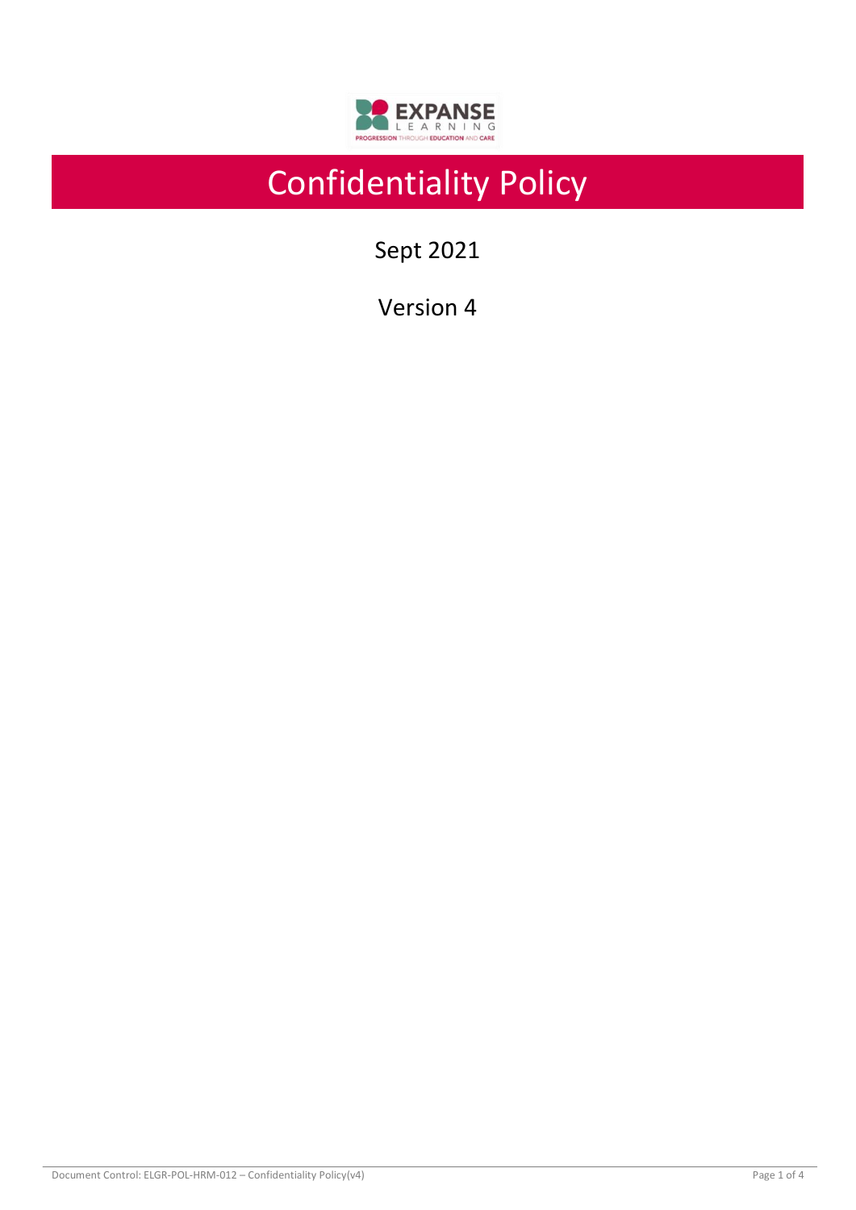# Confidentiality Policy

Sept 2021

Version 4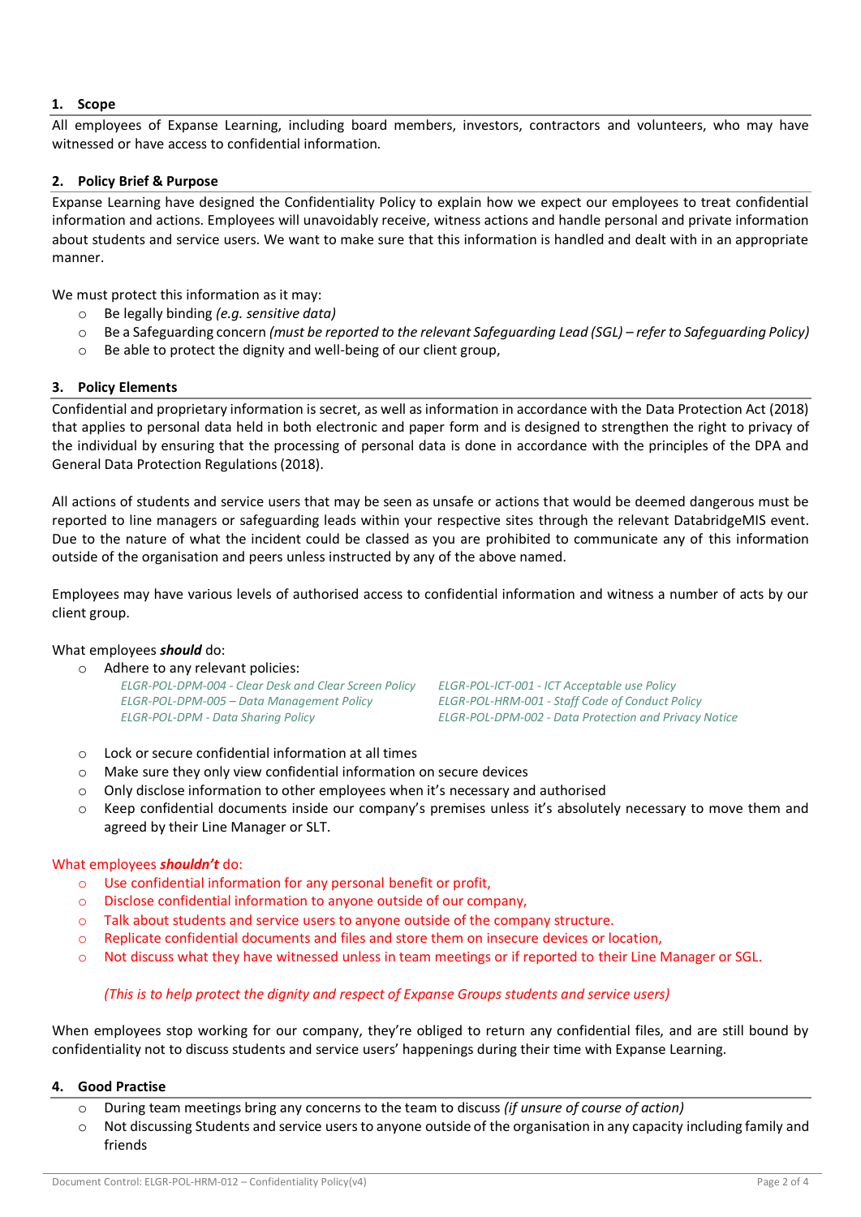## 1. Scope

All employees of Expanse Learning, including board members, investors, contractors and volunteers, who may have witnessed or have access to confidential information.

## 2. Policy Brief & Purpose

Expanse Learning have designed the Confidentiality Policy to explain how we expect our employees to treat confidential information and actions. Employees will unavoidably receive, witness actions and handle personal and private information about students and service users. We want to make sure that this information is handled and dealt with in an appropriate manner.

We must protect this information as it may:

- Be legally binding *(e.g. sensitive data)*
- Be a Safeguarding concern *(must be reported to the relevant Safeguarding Lead (SGL) – refer to Safeguarding Policy)*
- Be able to protect the dignity and well-being of our client group,

## 3. Policy Elements

Confidential and proprietary information is secret, as well as information in accordance with the Data Protection Act (2018) that applies to personal data held in both electronic and paper form and is designed to strengthen the right to privacy of the individual by ensuring that the processing of personal data is done in accordance with the principles of the DPA and General Data Protection Regulations (2018).

All actions of students and service users that may be seen as unsafe or actions that would be deemed dangerous must be reported to line managers or safeguarding leads within your respective sites through the relevant DatabridgeMIS event. Due to the nature of what the incident could be classed as you are prohibited to communicate any of this information outside of the organisation and peers unless instructed by any of the above named.

Employees may have various levels of authorised access to confidential information and witness a number of acts by our client group.

What employees ***should*** do:

- Adhere to any relevant policies:
  - *ELGR-POL-DPM-004 - Clear Desk and Clear Screen Policy*
  - *ELGR-POL-DPM-005 – Data Management Policy*
  - *ELGR-POL-DPM - Data Sharing Policy*
  - *ELGR-POL-ICT-001 - ICT Acceptable use Policy*
  - *ELGR-POL-HRM-001 - Staff Code of Conduct Policy*
  - *ELGR-POL-DPM-002 - Data Protection and Privacy Notice*
- Lock or secure confidential information at all times
- Make sure they only view confidential information on secure devices
- Only disclose information to other employees when it's necessary and authorised
- Keep confidential documents inside our company's premises unless it's absolutely necessary to move them and agreed by their Line Manager or SLT.

What employees ***shouldn't*** do:

- Use confidential information for any personal benefit or profit,
- Disclose confidential information to anyone outside of our company,
- Talk about students and service users to anyone outside of the company structure.
- Replicate confidential documents and files and store them on insecure devices or location,
- Not discuss what they have witnessed unless in team meetings or if reported to their Line Manager or SGL.

*(This is to help protect the dignity and respect of Expanse Groups students and service users)*

When employees stop working for our company, they're obliged to return any confidential files, and are still bound by confidentiality not to discuss students and service users' happenings during their time with Expanse Learning.

## 4. Good Practise

- During team meetings bring any concerns to the team to discuss *(if unsure of course of action)*
- Not discussing Students and service users to anyone outside of the organisation in any capacity including family and friends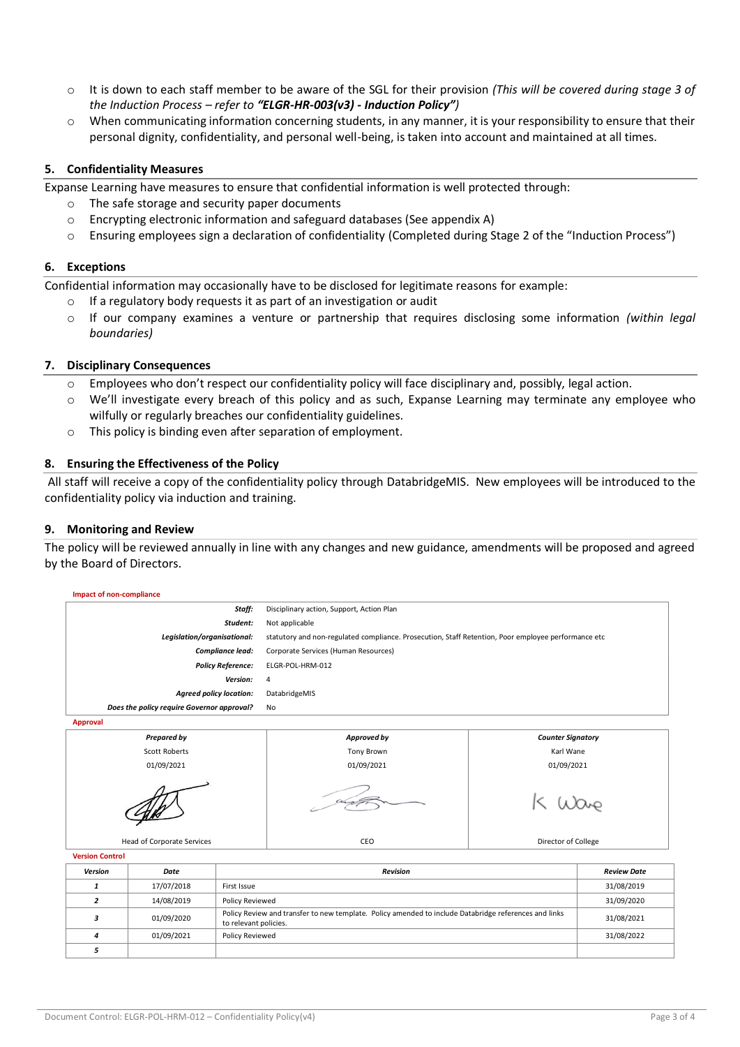- It is down to each staff member to be aware of the SGL for their provision *(This will be covered during stage 3 of the Induction Process – refer to **"ELGR-HR-003(v3) - Induction Policy"**)*
- When communicating information concerning students, in any manner, it is your responsibility to ensure that their personal dignity, confidentiality, and personal well-being, is taken into account and maintained at all times.

## 5. Confidentiality Measures

Expanse Learning have measures to ensure that confidential information is well protected through:

- The safe storage and security paper documents
- Encrypting electronic information and safeguard databases (See appendix A)
- Ensuring employees sign a declaration of confidentiality (Completed during Stage 2 of the "Induction Process")

## 6. Exceptions

Confidential information may occasionally have to be disclosed for legitimate reasons for example:

- If a regulatory body requests it as part of an investigation or audit
- If our company examines a venture or partnership that requires disclosing some information *(within legal boundaries)*

## 7. Disciplinary Consequences

- Employees who don't respect our confidentiality policy will face disciplinary and, possibly, legal action.
- We'll investigate every breach of this policy and as such, Expanse Learning may terminate any employee who wilfully or regularly breaches our confidentiality guidelines.
- This policy is binding even after separation of employment.

## 8. Ensuring the Effectiveness of the Policy

All staff will receive a copy of the confidentiality policy through DatabridgeMIS. New employees will be introduced to the confidentiality policy via induction and training.

## 9. Monitoring and Review

The policy will be reviewed annually in line with any changes and new guidance, amendments will be proposed and agreed by the Board of Directors.

**Impact of non-compliance**

| | |
|---|---|
| ***Staff:*** | Disciplinary action, Support, Action Plan |
| ***Student:*** | Not applicable |
| ***Legislation/organisational:*** | statutory and non-regulated compliance. Prosecution, Staff Retention, Poor employee performance etc |
| ***Compliance lead:*** | Corporate Services (Human Resources) |
| ***Policy Reference:*** | ELGR-POL-HRM-012 |
| ***Version:*** | 4 |
| ***Agreed policy location:*** | DatabridgeMIS |
| ***Does the policy require Governor approval?*** | No |

**Approval**

| ***Prepared by*** | ***Approved by*** | ***Counter Signatory*** |
|---|---|---|
| Scott Roberts | Tony Brown | Karl Wane |
| 01/09/2021 | 01/09/2021 | 01/09/2021 |
| | | K Wane |
| Head of Corporate Services | CEO | Director of College |

**Version Control**

| *Version* | *Date* | *Revision* | *Review Date* |
|---|---|---|---|
| *1* | 17/07/2018 | First Issue | 31/08/2019 |
| *2* | 14/08/2019 | Policy Reviewed | 31/09/2020 |
| *3* | 01/09/2020 | Policy Review and transfer to new template. Policy amended to include Databridge references and links to relevant policies. | 31/08/2021 |
| *4* | 01/09/2021 | Policy Reviewed | 31/08/2022 |
| *5* | | | |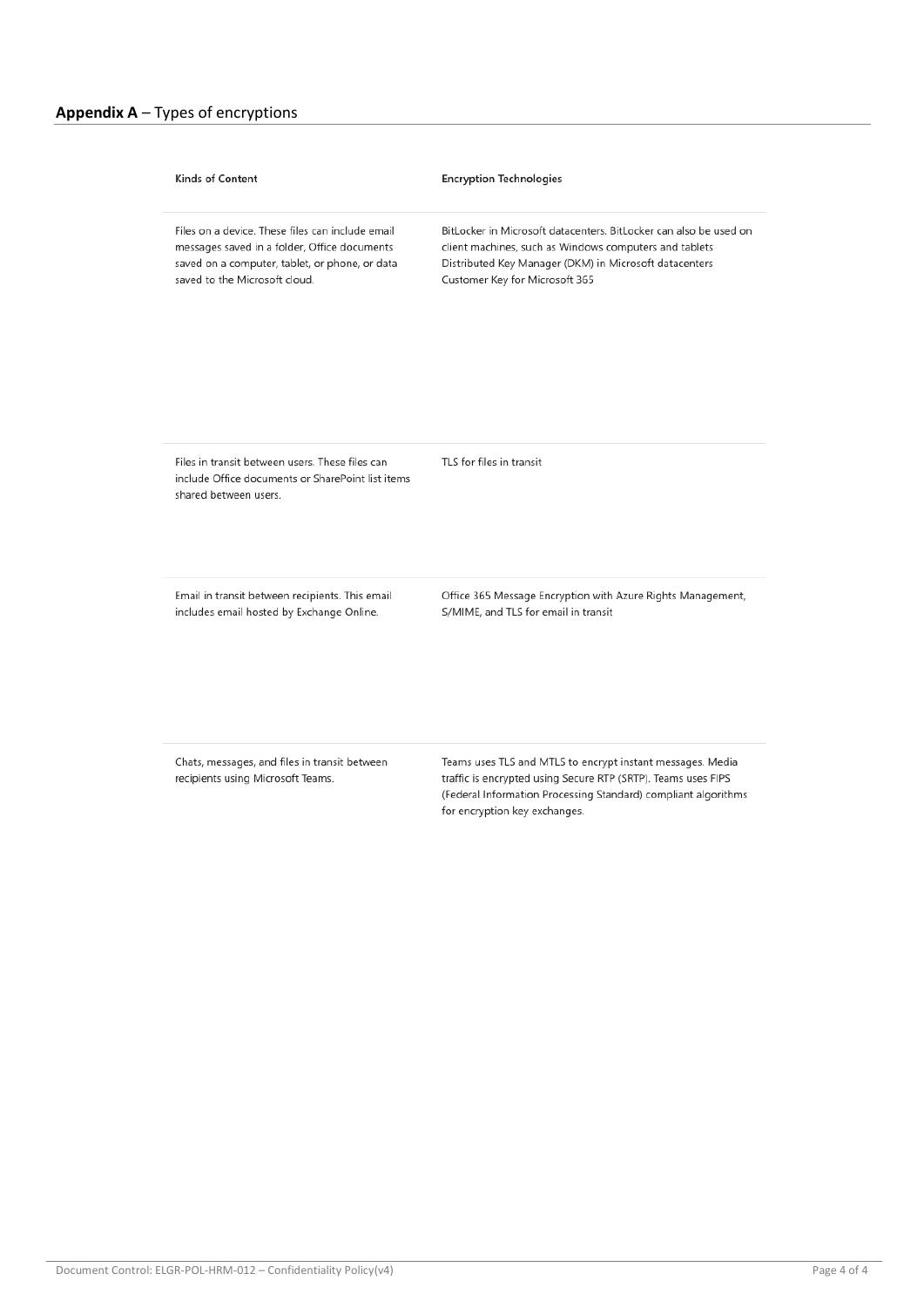## **Appendix A** – Types of encryptions

| Kinds of Content | Encryption Technologies |
| --- | --- |
| Files on a device. These files can include email messages saved in a folder, Office documents saved on a computer, tablet, or phone, or data saved to the Microsoft cloud. | BitLocker in Microsoft datacenters. BitLocker can also be used on client machines, such as Windows computers and tablets<br>Distributed Key Manager (DKM) in Microsoft datacenters<br>Customer Key for Microsoft 365 |
| Files in transit between users. These files can include Office documents or SharePoint list items shared between users. | TLS for files in transit |
| Email in transit between recipients. This email includes email hosted by Exchange Online. | Office 365 Message Encryption with Azure Rights Management, S/MIME, and TLS for email in transit |
| Chats, messages, and files in transit between recipients using Microsoft Teams. | Teams uses TLS and MTLS to encrypt instant messages. Media traffic is encrypted using Secure RTP (SRTP). Teams uses FIPS (Federal Information Processing Standard) compliant algorithms for encryption key exchanges. |